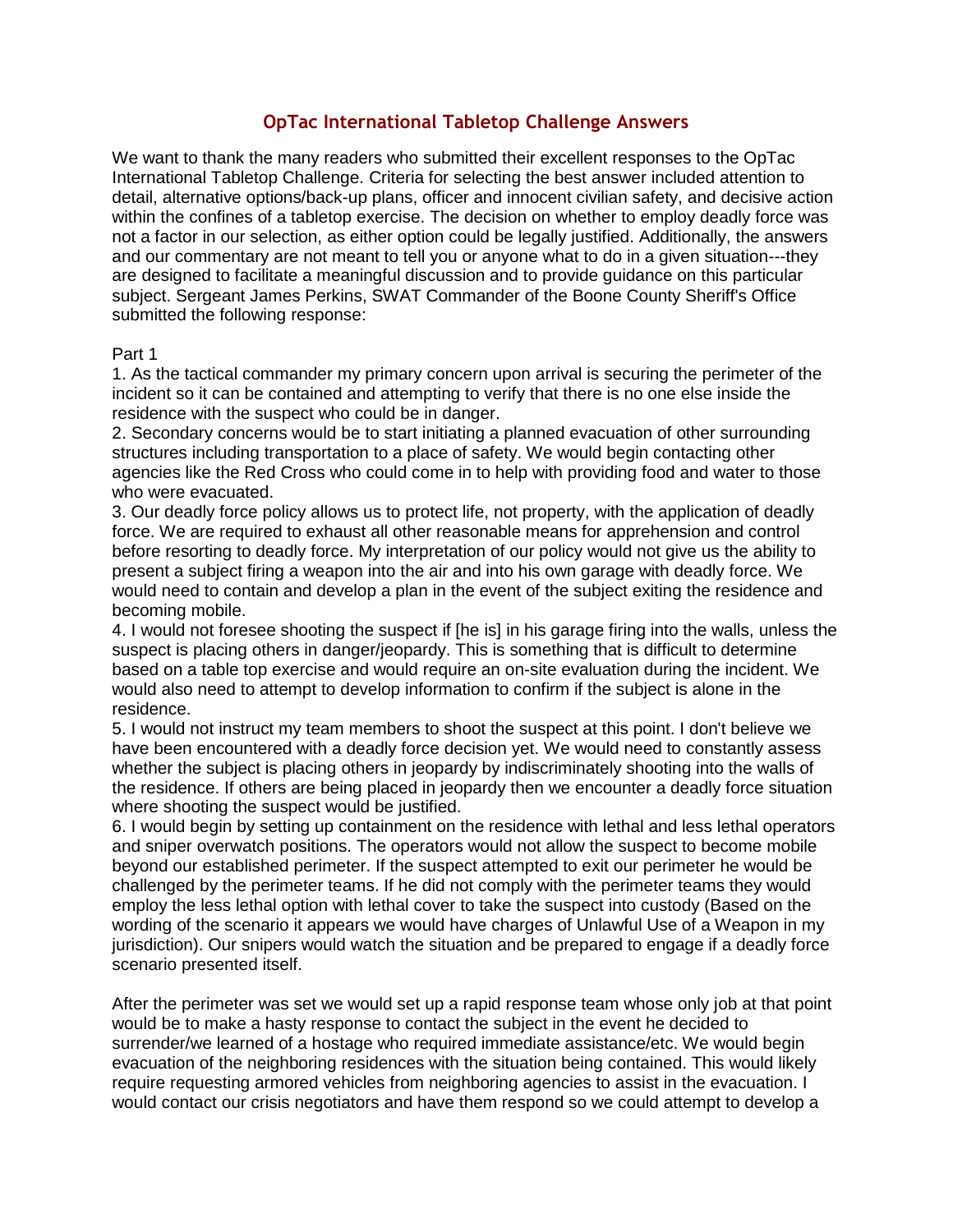# OpTac International Tabletop Challenge Answers

We want to thank the many readers who submitted their excellent responses to the OpTac International Tabletop Challenge. Criteria for selecting the best answer included attention to detail, alternative options/back-up plans, officer and innocent civilian safety, and decisive action within the confines of a tabletop exercise. The decision on whether to employ deadly force was not a factor in our selection, as either option could be legally justified. Additionally, the answers and our commentary are not meant to tell you or anyone what to do in a given situation---they are designed to facilitate a meaningful discussion and to provide guidance on this particular subject. Sergeant James Perkins, SWAT Commander of the Boone County Sheriff's Office submitted the following response:

Part 1

1. As the tactical commander my primary concern upon arrival is securing the perimeter of the incident so it can be contained and attempting to verify that there is no one else inside the residence with the suspect who could be in danger.
2. Secondary concerns would be to start initiating a planned evacuation of other surrounding structures including transportation to a place of safety. We would begin contacting other agencies like the Red Cross who could come in to help with providing food and water to those who were evacuated.
3. Our deadly force policy allows us to protect life, not property, with the application of deadly force. We are required to exhaust all other reasonable means for apprehension and control before resorting to deadly force. My interpretation of our policy would not give us the ability to present a subject firing a weapon into the air and into his own garage with deadly force. We would need to contain and develop a plan in the event of the subject exiting the residence and becoming mobile.
4. I would not foresee shooting the suspect if [he is] in his garage firing into the walls, unless the suspect is placing others in danger/jeopardy. This is something that is difficult to determine based on a table top exercise and would require an on-site evaluation during the incident. We would also need to attempt to develop information to confirm if the subject is alone in the residence.
5. I would not instruct my team members to shoot the suspect at this point. I don't believe we have been encountered with a deadly force decision yet. We would need to constantly assess whether the subject is placing others in jeopardy by indiscriminately shooting into the walls of the residence. If others are being placed in jeopardy then we encounter a deadly force situation where shooting the suspect would be justified.
6. I would begin by setting up containment on the residence with lethal and less lethal operators and sniper overwatch positions. The operators would not allow the suspect to become mobile beyond our established perimeter. If the suspect attempted to exit our perimeter he would be challenged by the perimeter teams. If he did not comply with the perimeter teams they would employ the less lethal option with lethal cover to take the suspect into custody (Based on the wording of the scenario it appears we would have charges of Unlawful Use of a Weapon in my jurisdiction). Our snipers would watch the situation and be prepared to engage if a deadly force scenario presented itself.

After the perimeter was set we would set up a rapid response team whose only job at that point would be to make a hasty response to contact the subject in the event he decided to surrender/we learned of a hostage who required immediate assistance/etc. We would begin evacuation of the neighboring residences with the situation being contained. This would likely require requesting armored vehicles from neighboring agencies to assist in the evacuation. I would contact our crisis negotiators and have them respond so we could attempt to develop a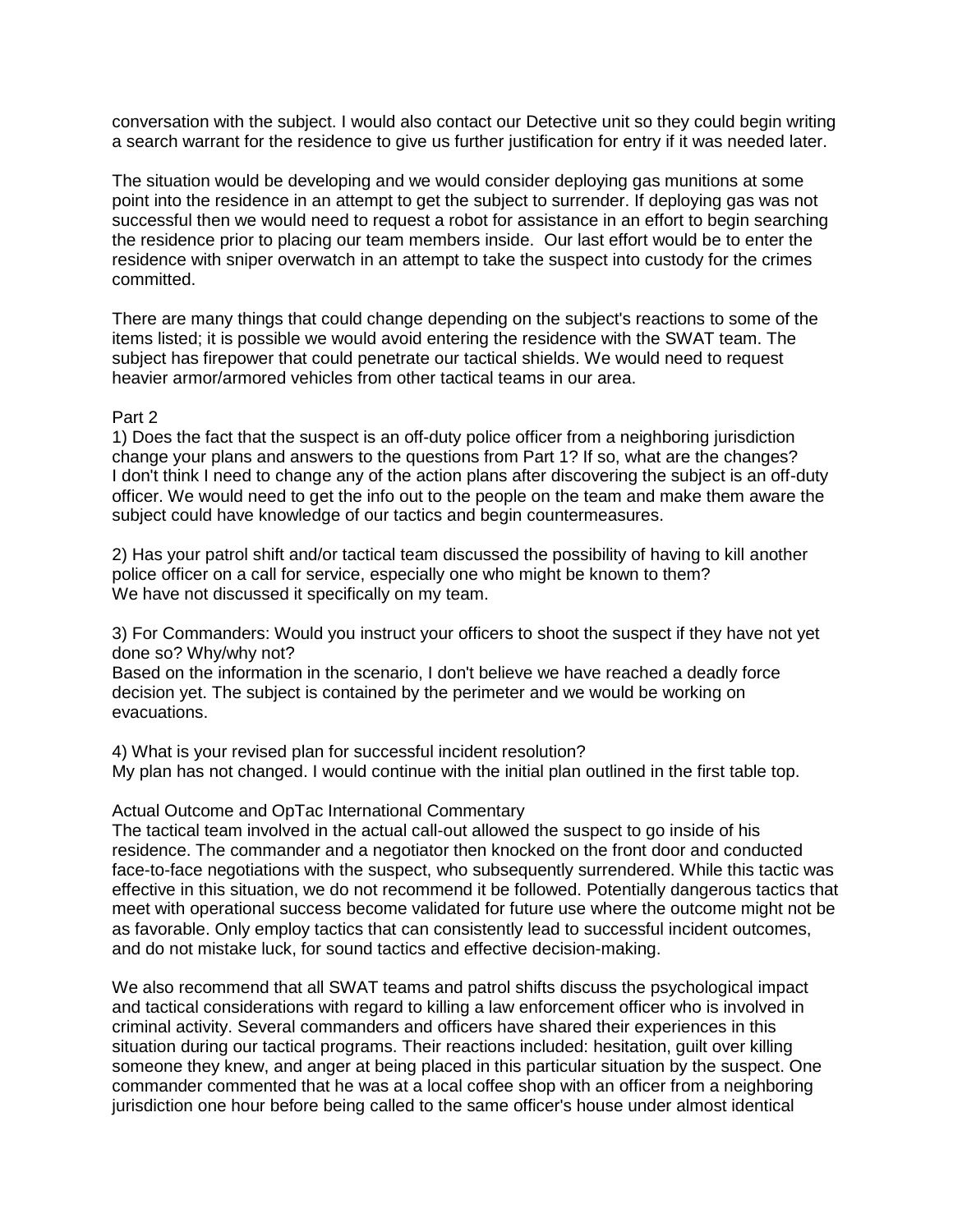conversation with the subject. I would also contact our Detective unit so they could begin writing a search warrant for the residence to give us further justification for entry if it was needed later.

The situation would be developing and we would consider deploying gas munitions at some point into the residence in an attempt to get the subject to surrender. If deploying gas was not successful then we would need to request a robot for assistance in an effort to begin searching the residence prior to placing our team members inside. Our last effort would be to enter the residence with sniper overwatch in an attempt to take the suspect into custody for the crimes committed.

There are many things that could change depending on the subject's reactions to some of the items listed; it is possible we would avoid entering the residence with the SWAT team. The subject has firepower that could penetrate our tactical shields. We would need to request heavier armor/armored vehicles from other tactical teams in our area.

Part 2

1) Does the fact that the suspect is an off-duty police officer from a neighboring jurisdiction change your plans and answers to the questions from Part 1? If so, what are the changes?
I don't think I need to change any of the action plans after discovering the subject is an off-duty officer. We would need to get the info out to the people on the team and make them aware the subject could have knowledge of our tactics and begin countermeasures.

2) Has your patrol shift and/or tactical team discussed the possibility of having to kill another police officer on a call for service, especially one who might be known to them?
We have not discussed it specifically on my team.

3) For Commanders: Would you instruct your officers to shoot the suspect if they have not yet done so? Why/why not?
Based on the information in the scenario, I don't believe we have reached a deadly force decision yet. The subject is contained by the perimeter and we would be working on evacuations.

4) What is your revised plan for successful incident resolution?
My plan has not changed. I would continue with the initial plan outlined in the first table top.

Actual Outcome and OpTac International Commentary

The tactical team involved in the actual call-out allowed the suspect to go inside of his residence. The commander and a negotiator then knocked on the front door and conducted face-to-face negotiations with the suspect, who subsequently surrendered. While this tactic was effective in this situation, we do not recommend it be followed. Potentially dangerous tactics that meet with operational success become validated for future use where the outcome might not be as favorable. Only employ tactics that can consistently lead to successful incident outcomes, and do not mistake luck, for sound tactics and effective decision-making.

We also recommend that all SWAT teams and patrol shifts discuss the psychological impact and tactical considerations with regard to killing a law enforcement officer who is involved in criminal activity. Several commanders and officers have shared their experiences in this situation during our tactical programs. Their reactions included: hesitation, guilt over killing someone they knew, and anger at being placed in this particular situation by the suspect. One commander commented that he was at a local coffee shop with an officer from a neighboring jurisdiction one hour before being called to the same officer's house under almost identical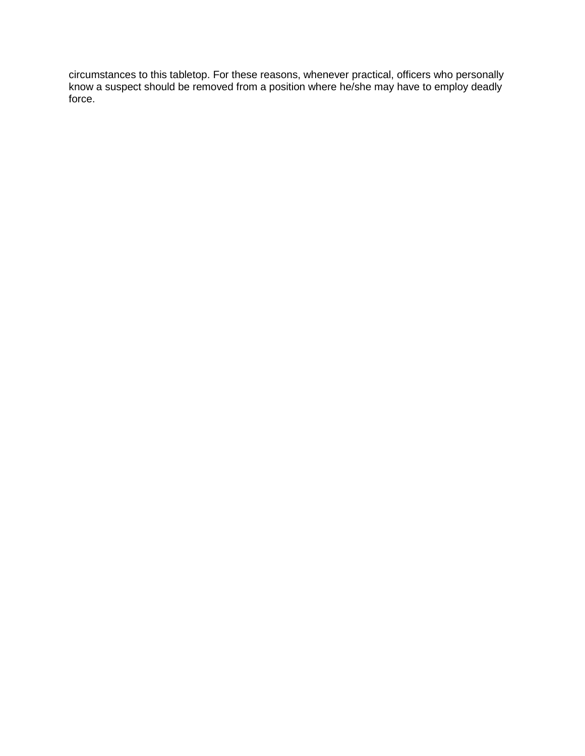circumstances to this tabletop. For these reasons, whenever practical, officers who personally know a suspect should be removed from a position where he/she may have to employ deadly force.